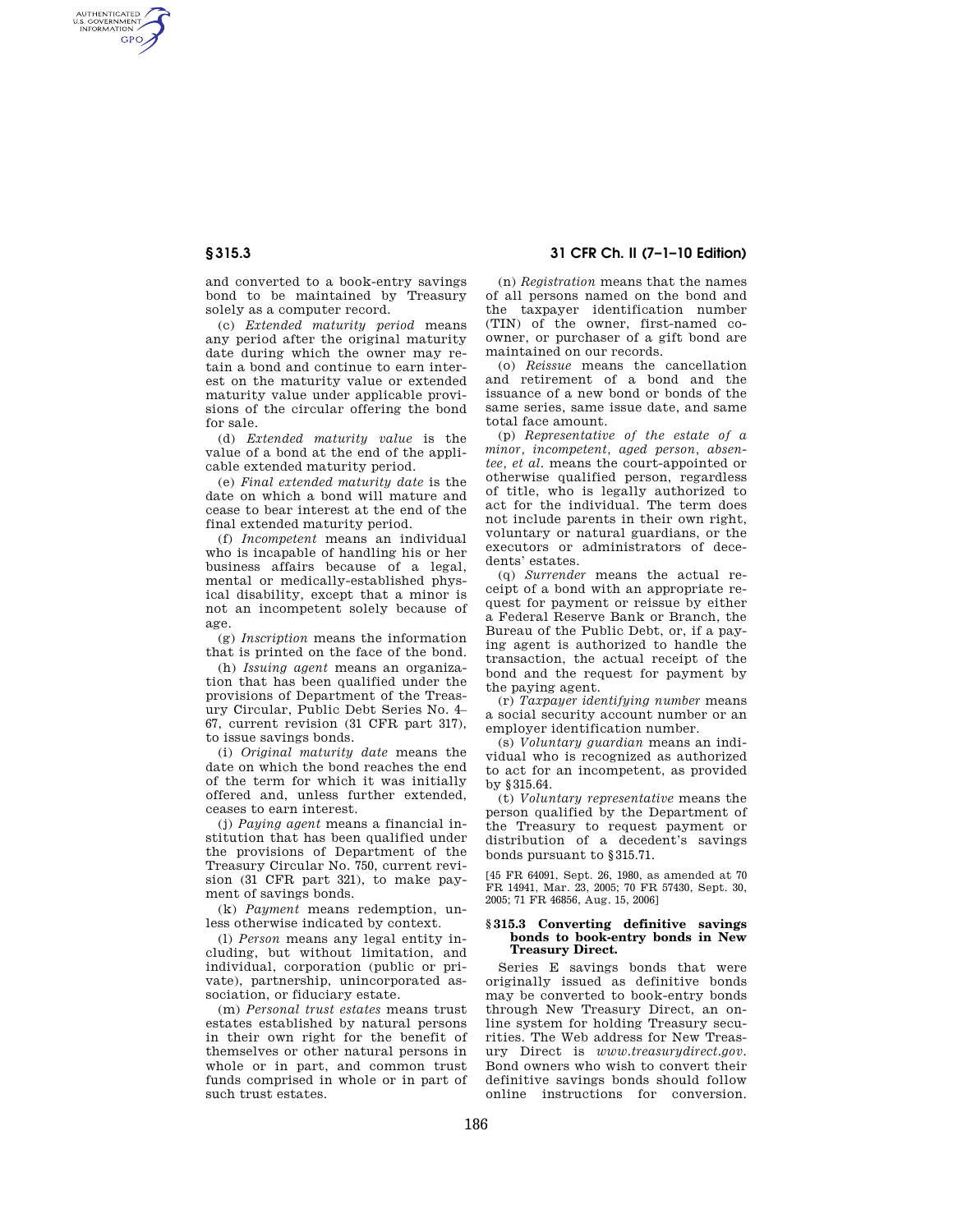and converted to a book-entry savings bond to be maintained by Treasury solely as a computer record.

(c) *Extended maturity period* means any period after the original maturity date during which the owner may retain a bond and continue to earn interest on the maturity value or extended maturity value under applicable provisions of the circular offering the bond for sale.

(d) *Extended maturity value* is the value of a bond at the end of the applicable extended maturity period.

(e) *Final extended maturity date* is the date on which a bond will mature and cease to bear interest at the end of the final extended maturity period.

(f) *Incompetent* means an individual who is incapable of handling his or her business affairs because of a legal, mental or medically-established physical disability, except that a minor is not an incompetent solely because of age.

(g) *Inscription* means the information that is printed on the face of the bond.

(h) *Issuing agent* means an organization that has been qualified under the provisions of Department of the Treasury Circular, Public Debt Series No. 4–67, current revision (31 CFR part 317), to issue savings bonds.

(i) *Original maturity date* means the date on which the bond reaches the end of the term for which it was initially offered and, unless further extended, ceases to earn interest.

(j) *Paying agent* means a financial institution that has been qualified under the provisions of Department of the Treasury Circular No. 750, current revision (31 CFR part 321), to make payment of savings bonds.

(k) *Payment* means redemption, unless otherwise indicated by context.

(l) *Person* means any legal entity including, but without limitation, and individual, corporation (public or private), partnership, unincorporated association, or fiduciary estate.

(m) *Personal trust estates* means trust estates established by natural persons in their own right for the benefit of themselves or other natural persons in whole or in part, and common trust funds comprised in whole or in part of such trust estates.

(n) *Registration* means that the names of all persons named on the bond and the taxpayer identification number (TIN) of the owner, first-named coowner, or purchaser of a gift bond are maintained on our records.

(o) *Reissue* means the cancellation and retirement of a bond and the issuance of a new bond or bonds of the same series, same issue date, and same total face amount.

(p) *Representative of the estate of a minor, incompetent, aged person, absentee, et al.* means the court-appointed or otherwise qualified person, regardless of title, who is legally authorized to act for the individual. The term does not include parents in their own right, voluntary or natural guardians, or the executors or administrators of decedents' estates.

(q) *Surrender* means the actual receipt of a bond with an appropriate request for payment or reissue by either a Federal Reserve Bank or Branch, the Bureau of the Public Debt, or, if a paying agent is authorized to handle the transaction, the actual receipt of the bond and the request for payment by the paying agent.

(r) *Taxpayer identifying number* means a social security account number or an employer identification number.

(s) *Voluntary guardian* means an individual who is recognized as authorized to act for an incompetent, as provided by §315.64.

(t) *Voluntary representative* means the person qualified by the Department of the Treasury to request payment or distribution of a decedent's savings bonds pursuant to §315.71.

[45 FR 64091, Sept. 26, 1980, as amended at 70 FR 14941, Mar. 23, 2005; 70 FR 57430, Sept. 30, 2005; 71 FR 46856, Aug. 15, 2006]

### §315.3 Converting definitive savings bonds to book-entry bonds in New Treasury Direct.

Series E savings bonds that were originally issued as definitive bonds may be converted to book-entry bonds through New Treasury Direct, an online system for holding Treasury securities. The Web address for New Treasury Direct is *www.treasurydirect.gov.* Bond owners who wish to convert their definitive savings bonds should follow online instructions for conversion.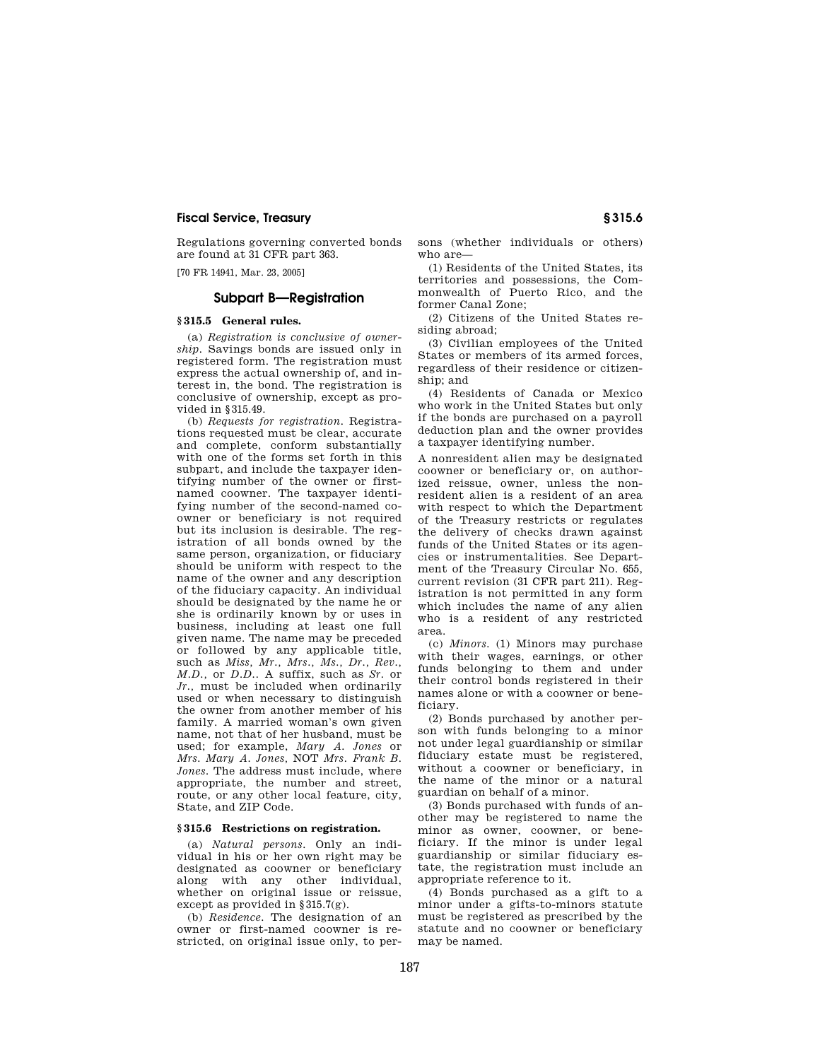Regulations governing converted bonds are found at 31 CFR part 363.

[70 FR 14941, Mar. 23, 2005]

## Subpart B—Registration

### § 315.5 General rules.

(a) *Registration is conclusive of ownership.* Savings bonds are issued only in registered form. The registration must express the actual ownership of, and interest in, the bond. The registration is conclusive of ownership, except as provided in §315.49.

(b) *Requests for registration.* Registrations requested must be clear, accurate and complete, conform substantially with one of the forms set forth in this subpart, and include the taxpayer identifying number of the owner or first-named coowner. The taxpayer identifying number of the second-named coowner or beneficiary is not required but its inclusion is desirable. The registration of all bonds owned by the same person, organization, or fiduciary should be uniform with respect to the name of the owner and any description of the fiduciary capacity. An individual should be designated by the name he or she is ordinarily known by or uses in business, including at least one full given name. The name may be preceded or followed by any applicable title, such as *Miss, Mr., Mrs., Ms., Dr., Rev., M.D.,* or *D.D.*. A suffix, such as *Sr.* or *Jr.*, must be included when ordinarily used or when necessary to distinguish the owner from another member of his family. A married woman's own given name, not that of her husband, must be used; for example, *Mary A. Jones* or *Mrs. Mary A. Jones,* NOT *Mrs. Frank B. Jones.* The address must include, where appropriate, the number and street, route, or any other local feature, city, State, and ZIP Code.

### § 315.6 Restrictions on registration.

(a) *Natural persons.* Only an individual in his or her own right may be designated as coowner or beneficiary along with any other individual, whether on original issue or reissue, except as provided in §315.7(g).

(b) *Residence.* The designation of an owner or first-named coowner is restricted, on original issue only, to persons (whether individuals or others) who are—

(1) Residents of the United States, its territories and possessions, the Commonwealth of Puerto Rico, and the former Canal Zone;

(2) Citizens of the United States residing abroad;

(3) Civilian employees of the United States or members of its armed forces, regardless of their residence or citizenship; and

(4) Residents of Canada or Mexico who work in the United States but only if the bonds are purchased on a payroll deduction plan and the owner provides a taxpayer identifying number.

A nonresident alien may be designated coowner or beneficiary or, on authorized reissue, owner, unless the nonresident alien is a resident of an area with respect to which the Department of the Treasury restricts or regulates the delivery of checks drawn against funds of the United States or its agencies or instrumentalities. See Department of the Treasury Circular No. 655, current revision (31 CFR part 211). Registration is not permitted in any form which includes the name of any alien who is a resident of any restricted area.

(c) *Minors.* (1) Minors may purchase with their wages, earnings, or other funds belonging to them and under their control bonds registered in their names alone or with a coowner or beneficiary.

(2) Bonds purchased by another person with funds belonging to a minor not under legal guardianship or similar fiduciary estate must be registered, without a coowner or beneficiary, in the name of the minor or a natural guardian on behalf of a minor.

(3) Bonds purchased with funds of another may be registered to name the minor as owner, coowner, or beneficiary. If the minor is under legal guardianship or similar fiduciary estate, the registration must include an appropriate reference to it.

(4) Bonds purchased as a gift to a minor under a gifts-to-minors statute must be registered as prescribed by the statute and no coowner or beneficiary may be named.